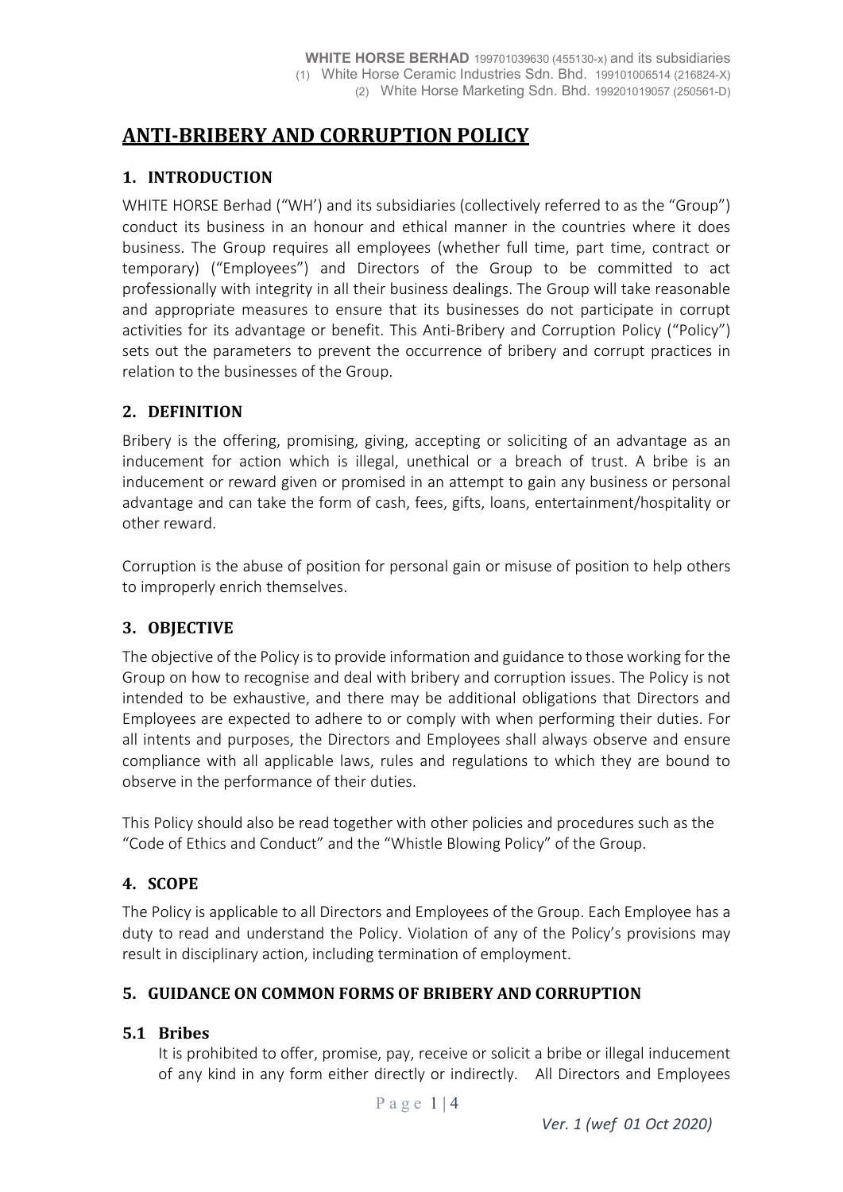# ANTI-BRIBERY AND CORRUPTION POLICY

## 1. INTRODUCTION

WHITE HORSE Berhad ("WH') and its subsidiaries (collectively referred to as the "Group") conduct its business in an honour and ethical manner in the countries where it does business. The Group requires all employees (whether full time, part time, contract or temporary) ("Employees") and Directors of the Group to be committed to act professionally with integrity in all their business dealings. The Group will take reasonable and appropriate measures to ensure that its businesses do not participate in corrupt activities for its advantage or benefit. This Anti-Bribery and Corruption Policy ("Policy") sets out the parameters to prevent the occurrence of bribery and corrupt practices in relation to the businesses of the Group.

## 2. DEFINITION

Bribery is the offering, promising, giving, accepting or soliciting of an advantage as an inducement for action which is illegal, unethical or a breach of trust. A bribe is an inducement or reward given or promised in an attempt to gain any business or personal advantage and can take the form of cash, fees, gifts, loans, entertainment/hospitality or other reward.

Corruption is the abuse of position for personal gain or misuse of position to help others to improperly enrich themselves.

## 3. OBJECTIVE

The objective of the Policy is to provide information and guidance to those working for the Group on how to recognise and deal with bribery and corruption issues. The Policy is not intended to be exhaustive, and there may be additional obligations that Directors and Employees are expected to adhere to or comply with when performing their duties. For all intents and purposes, the Directors and Employees shall always observe and ensure compliance with all applicable laws, rules and regulations to which they are bound to observe in the performance of their duties.

This Policy should also be read together with other policies and procedures such as the "Code of Ethics and Conduct" and the "Whistle Blowing Policy" of the Group.

## 4. SCOPE

The Policy is applicable to all Directors and Employees of the Group. Each Employee has a duty to read and understand the Policy. Violation of any of the Policy's provisions may result in disciplinary action, including termination of employment.

## 5. GUIDANCE ON COMMON FORMS OF BRIBERY AND CORRUPTION

### 5.1 Bribes

It is prohibited to offer, promise, pay, receive or solicit a bribe or illegal inducement of any kind in any form either directly or indirectly. All Directors and Employees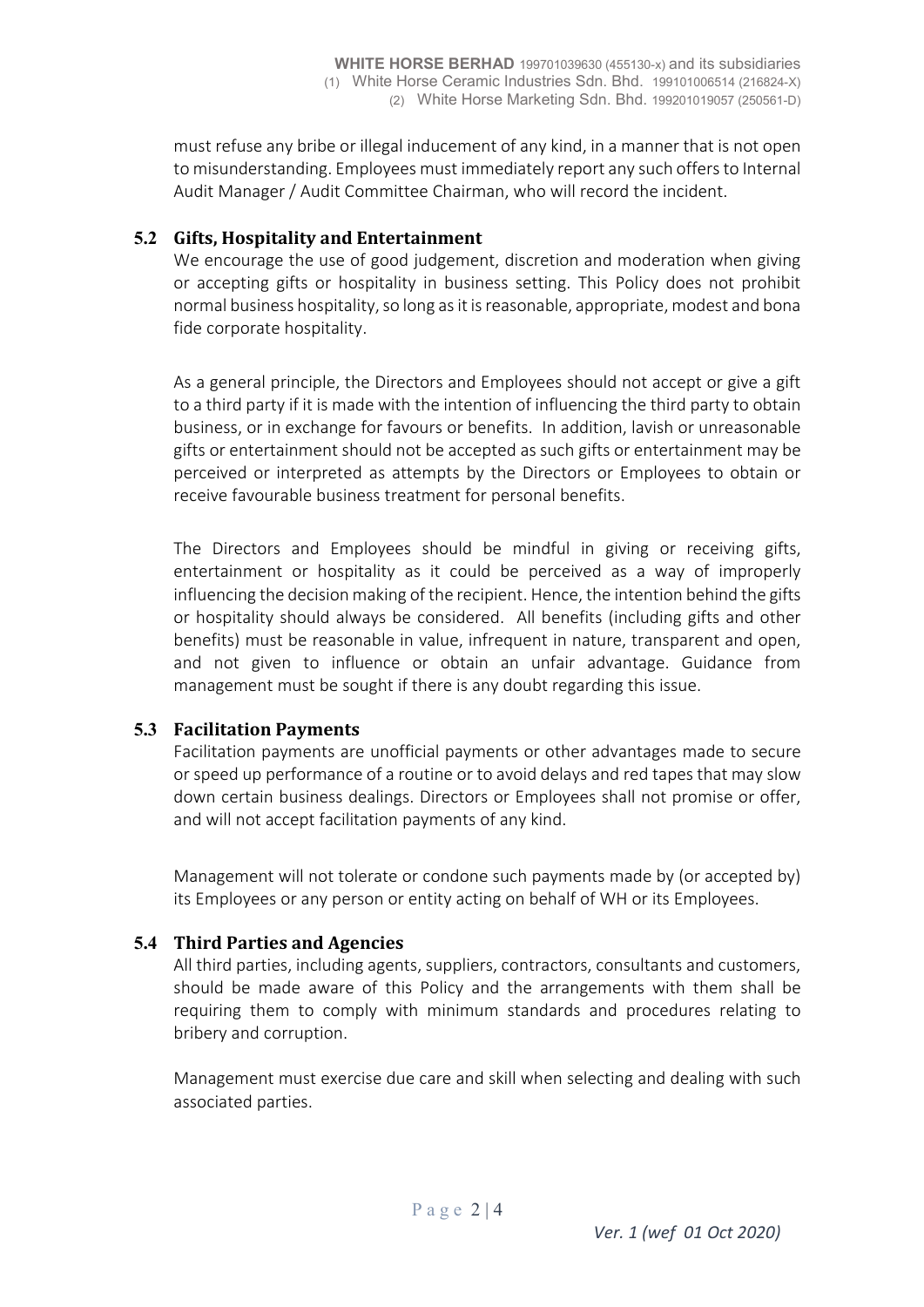must refuse any bribe or illegal inducement of any kind, in a manner that is not open to misunderstanding. Employees must immediately report any such offers to Internal Audit Manager / Audit Committee Chairman, who will record the incident.

### 5.2 Gifts, Hospitality and Entertainment

We encourage the use of good judgement, discretion and moderation when giving or accepting gifts or hospitality in business setting. This Policy does not prohibit normal business hospitality, so long as it is reasonable, appropriate, modest and bona fide corporate hospitality.

As a general principle, the Directors and Employees should not accept or give a gift to a third party if it is made with the intention of influencing the third party to obtain business, or in exchange for favours or benefits. In addition, lavish or unreasonable gifts or entertainment should not be accepted as such gifts or entertainment may be perceived or interpreted as attempts by the Directors or Employees to obtain or receive favourable business treatment for personal benefits.

The Directors and Employees should be mindful in giving or receiving gifts, entertainment or hospitality as it could be perceived as a way of improperly influencing the decision making of the recipient. Hence, the intention behind the gifts or hospitality should always be considered. All benefits (including gifts and other benefits) must be reasonable in value, infrequent in nature, transparent and open, and not given to influence or obtain an unfair advantage. Guidance from management must be sought if there is any doubt regarding this issue.

### 5.3 Facilitation Payments

Facilitation payments are unofficial payments or other advantages made to secure or speed up performance of a routine or to avoid delays and red tapes that may slow down certain business dealings. Directors or Employees shall not promise or offer, and will not accept facilitation payments of any kind.

Management will not tolerate or condone such payments made by (or accepted by) its Employees or any person or entity acting on behalf of WH or its Employees.

### 5.4 Third Parties and Agencies

All third parties, including agents, suppliers, contractors, consultants and customers, should be made aware of this Policy and the arrangements with them shall be requiring them to comply with minimum standards and procedures relating to bribery and corruption.

Management must exercise due care and skill when selecting and dealing with such associated parties.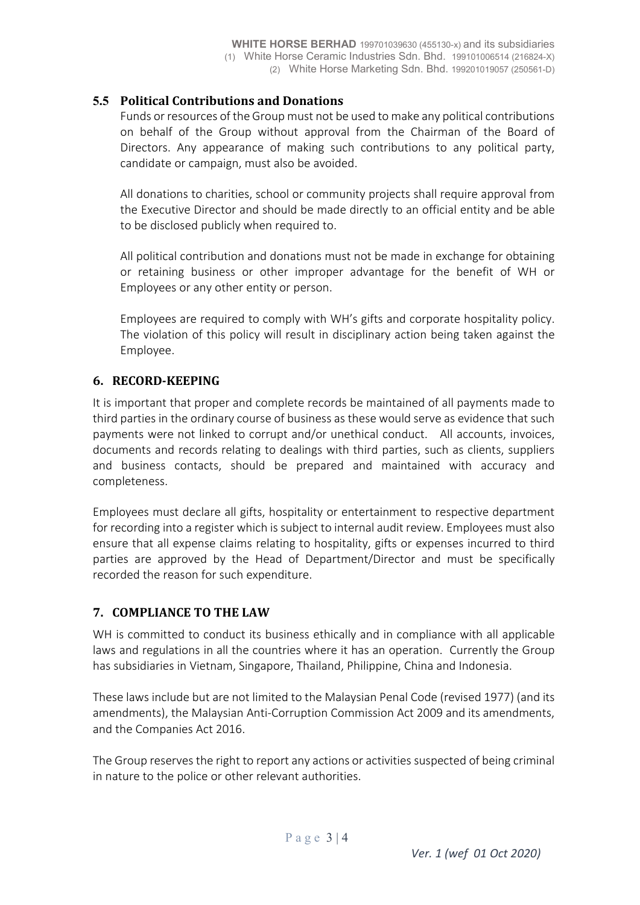### 5.5 Political Contributions and Donations

Funds or resources of the Group must not be used to make any political contributions on behalf of the Group without approval from the Chairman of the Board of Directors. Any appearance of making such contributions to any political party, candidate or campaign, must also be avoided.

All donations to charities, school or community projects shall require approval from the Executive Director and should be made directly to an official entity and be able to be disclosed publicly when required to.

All political contribution and donations must not be made in exchange for obtaining or retaining business or other improper advantage for the benefit of WH or Employees or any other entity or person.

Employees are required to comply with WH's gifts and corporate hospitality policy. The violation of this policy will result in disciplinary action being taken against the Employee.

## 6. RECORD-KEEPING

It is important that proper and complete records be maintained of all payments made to third parties in the ordinary course of business as these would serve as evidence that such payments were not linked to corrupt and/or unethical conduct. All accounts, invoices, documents and records relating to dealings with third parties, such as clients, suppliers and business contacts, should be prepared and maintained with accuracy and completeness.

Employees must declare all gifts, hospitality or entertainment to respective department for recording into a register which is subject to internal audit review. Employees must also ensure that all expense claims relating to hospitality, gifts or expenses incurred to third parties are approved by the Head of Department/Director and must be specifically recorded the reason for such expenditure.

## 7. COMPLIANCE TO THE LAW

WH is committed to conduct its business ethically and in compliance with all applicable laws and regulations in all the countries where it has an operation. Currently the Group has subsidiaries in Vietnam, Singapore, Thailand, Philippine, China and Indonesia.

These laws include but are not limited to the Malaysian Penal Code (revised 1977) (and its amendments), the Malaysian Anti-Corruption Commission Act 2009 and its amendments, and the Companies Act 2016.

The Group reserves the right to report any actions or activities suspected of being criminal in nature to the police or other relevant authorities.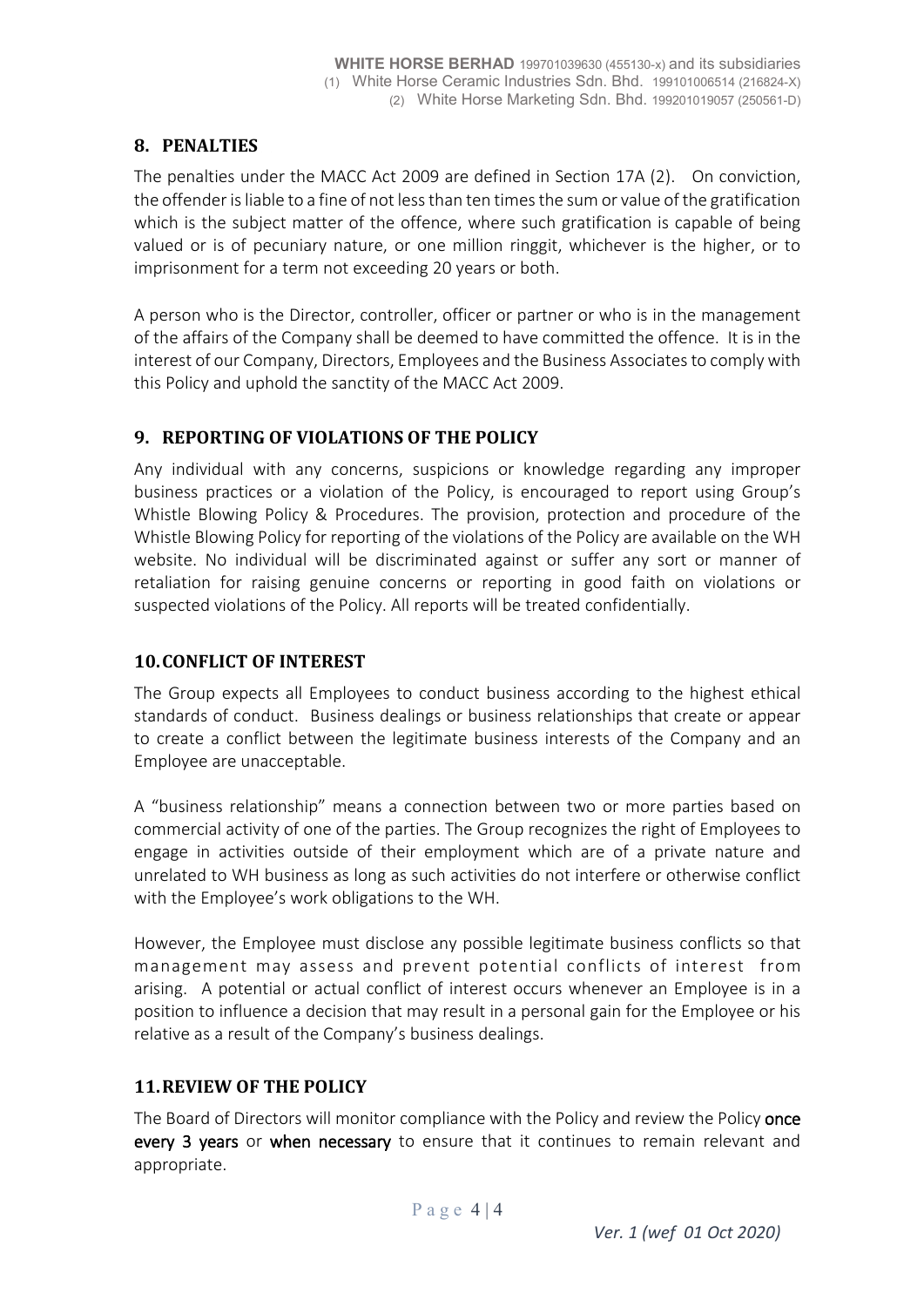## 8. PENALTIES

The penalties under the MACC Act 2009 are defined in Section 17A (2). On conviction, the offender is liable to a fine of not less than ten times the sum or value of the gratification which is the subject matter of the offence, where such gratification is capable of being valued or is of pecuniary nature, or one million ringgit, whichever is the higher, or to imprisonment for a term not exceeding 20 years or both.

A person who is the Director, controller, officer or partner or who is in the management of the affairs of the Company shall be deemed to have committed the offence. It is in the interest of our Company, Directors, Employees and the Business Associates to comply with this Policy and uphold the sanctity of the MACC Act 2009.

## 9. REPORTING OF VIOLATIONS OF THE POLICY

Any individual with any concerns, suspicions or knowledge regarding any improper business practices or a violation of the Policy, is encouraged to report using Group's Whistle Blowing Policy & Procedures. The provision, protection and procedure of the Whistle Blowing Policy for reporting of the violations of the Policy are available on the WH website. No individual will be discriminated against or suffer any sort or manner of retaliation for raising genuine concerns or reporting in good faith on violations or suspected violations of the Policy. All reports will be treated confidentially.

## 10. CONFLICT OF INTEREST

The Group expects all Employees to conduct business according to the highest ethical standards of conduct. Business dealings or business relationships that create or appear to create a conflict between the legitimate business interests of the Company and an Employee are unacceptable.

A "business relationship" means a connection between two or more parties based on commercial activity of one of the parties. The Group recognizes the right of Employees to engage in activities outside of their employment which are of a private nature and unrelated to WH business as long as such activities do not interfere or otherwise conflict with the Employee's work obligations to the WH.

However, the Employee must disclose any possible legitimate business conflicts so that management may assess and prevent potential conflicts of interest from arising. A potential or actual conflict of interest occurs whenever an Employee is in a position to influence a decision that may result in a personal gain for the Employee or his relative as a result of the Company's business dealings.

## 11. REVIEW OF THE POLICY

The Board of Directors will monitor compliance with the Policy and review the Policy **once every 3 years** or **when necessary** to ensure that it continues to remain relevant and appropriate.

*Ver. 1 (wef 01 Oct 2020)*